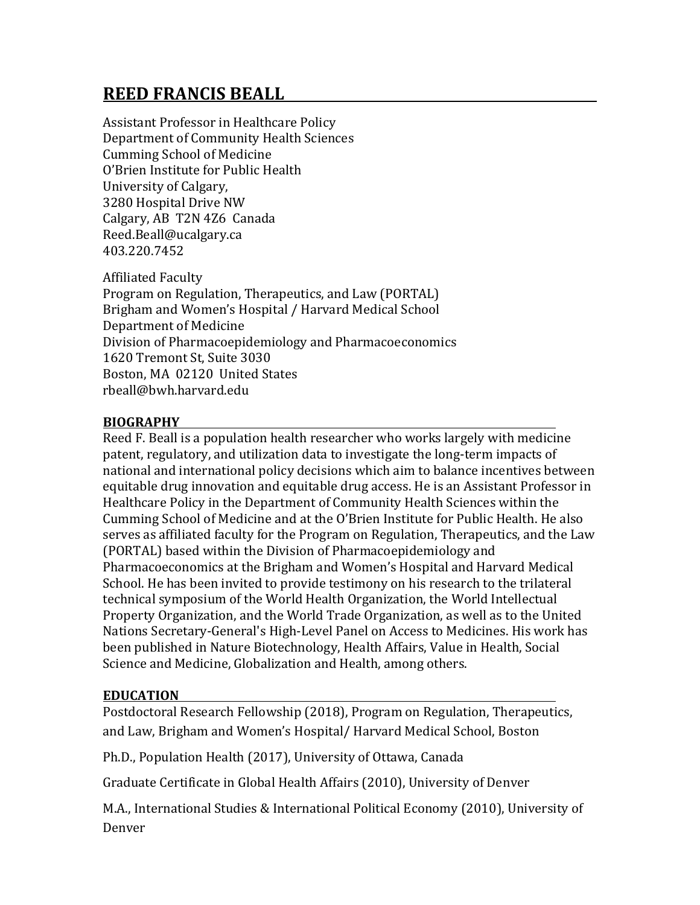# REED FRANCIS BEALL

Assistant Professor in Healthcare Policy
Department of Community Health Sciences
Cumming School of Medicine
O'Brien Institute for Public Health
University of Calgary,
3280 Hospital Drive NW
Calgary, AB T2N 4Z6 Canada
Reed.Beall@ucalgary.ca
403.220.7452

Affiliated Faculty
Program on Regulation, Therapeutics, and Law (PORTAL)
Brigham and Women's Hospital / Harvard Medical School
Department of Medicine
Division of Pharmacoepidemiology and Pharmacoeconomics
1620 Tremont St, Suite 3030
Boston, MA 02120 United States
rbeall@bwh.harvard.edu

## BIOGRAPHY

Reed F. Beall is a population health researcher who works largely with medicine patent, regulatory, and utilization data to investigate the long-term impacts of national and international policy decisions which aim to balance incentives between equitable drug innovation and equitable drug access. He is an Assistant Professor in Healthcare Policy in the Department of Community Health Sciences within the Cumming School of Medicine and at the O'Brien Institute for Public Health. He also serves as affiliated faculty for the Program on Regulation, Therapeutics, and the Law (PORTAL) based within the Division of Pharmacoepidemiology and Pharmacoeconomics at the Brigham and Women's Hospital and Harvard Medical School. He has been invited to provide testimony on his research to the trilateral technical symposium of the World Health Organization, the World Intellectual Property Organization, and the World Trade Organization, as well as to the United Nations Secretary-General's High-Level Panel on Access to Medicines. His work has been published in Nature Biotechnology, Health Affairs, Value in Health, Social Science and Medicine, Globalization and Health, among others.

## EDUCATION

Postdoctoral Research Fellowship (2018), Program on Regulation, Therapeutics, and Law, Brigham and Women's Hospital/ Harvard Medical School, Boston

Ph.D., Population Health (2017), University of Ottawa, Canada

Graduate Certificate in Global Health Affairs (2010), University of Denver

M.A., International Studies & International Political Economy (2010), University of Denver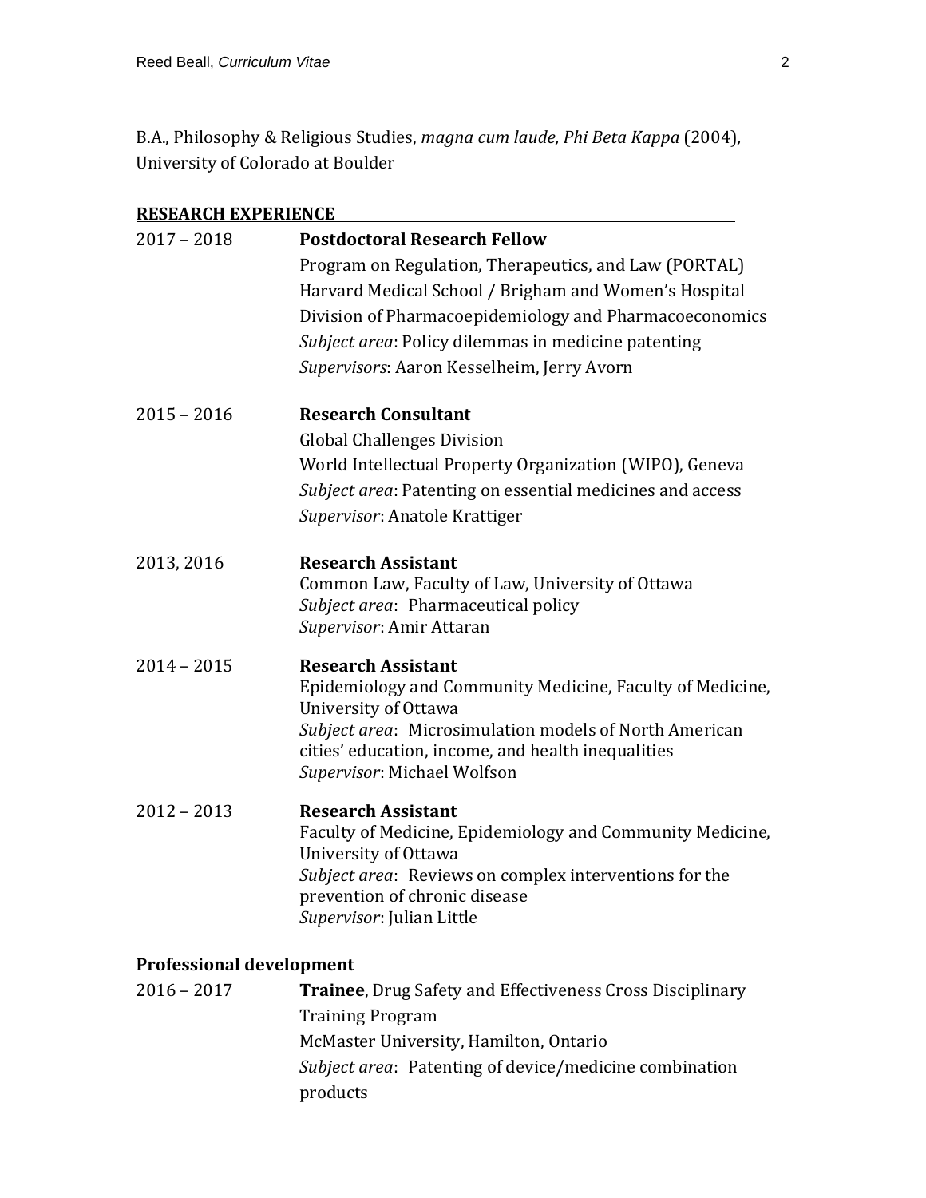B.A., Philosophy & Religious Studies, *magna cum laude, Phi Beta Kappa* (2004), University of Colorado at Boulder

## RESEARCH EXPERIENCE

2017 – 2018 **Postdoctoral Research Fellow**
Program on Regulation, Therapeutics, and Law (PORTAL)
Harvard Medical School / Brigham and Women's Hospital
Division of Pharmacoepidemiology and Pharmacoeconomics
*Subject area*: Policy dilemmas in medicine patenting
*Supervisors*: Aaron Kesselheim, Jerry Avorn

2015 – 2016 **Research Consultant**
Global Challenges Division
World Intellectual Property Organization (WIPO), Geneva
*Subject area*: Patenting on essential medicines and access
*Supervisor*: Anatole Krattiger

2013, 2016 **Research Assistant**
Common Law, Faculty of Law, University of Ottawa
*Subject area*: Pharmaceutical policy
*Supervisor*: Amir Attaran

2014 – 2015 **Research Assistant**
Epidemiology and Community Medicine, Faculty of Medicine, University of Ottawa
*Subject area*: Microsimulation models of North American cities' education, income, and health inequalities
*Supervisor*: Michael Wolfson

2012 – 2013 **Research Assistant**
Faculty of Medicine, Epidemiology and Community Medicine, University of Ottawa
*Subject area*: Reviews on complex interventions for the prevention of chronic disease
*Supervisor*: Julian Little

### Professional development

2016 – 2017 **Trainee**, Drug Safety and Effectiveness Cross Disciplinary Training Program
McMaster University, Hamilton, Ontario
*Subject area*: Patenting of device/medicine combination products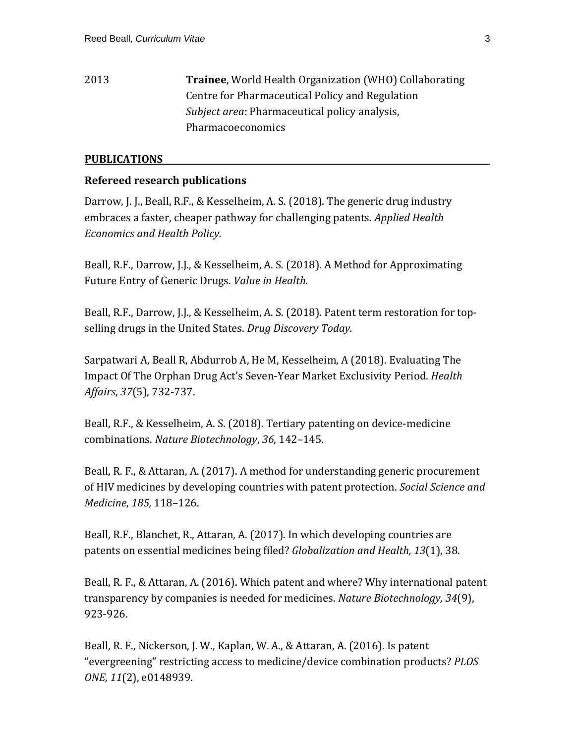2013 **Trainee**, World Health Organization (WHO) Collaborating Centre for Pharmaceutical Policy and Regulation
*Subject area*: Pharmaceutical policy analysis, Pharmacoeconomics

## PUBLICATIONS

### Refereed research publications

Darrow, J. J., Beall, R.F., & Kesselheim, A. S. (2018). The generic drug industry embraces a faster, cheaper pathway for challenging patents. *Applied Health Economics and Health Policy.*

Beall, R.F., Darrow, J.J., & Kesselheim, A. S. (2018). A Method for Approximating Future Entry of Generic Drugs. *Value in Health.*

Beall, R.F., Darrow, J.J., & Kesselheim, A. S. (2018). Patent term restoration for top-selling drugs in the United States. *Drug Discovery Today.*

Sarpatwari A, Beall R, Abdurrob A, He M, Kesselheim, A (2018). Evaluating The Impact Of The Orphan Drug Act's Seven-Year Market Exclusivity Period. *Health Affairs*, *37*(5), 732-737.

Beall, R.F., & Kesselheim, A. S. (2018). Tertiary patenting on device-medicine combinations. *Nature Biotechnology*, *36*, 142–145.

Beall, R. F., & Attaran, A. (2017). A method for understanding generic procurement of HIV medicines by developing countries with patent protection. *Social Science and Medicine*, *185,* 118–126.

Beall, R.F., Blanchet, R., Attaran, A. (2017). In which developing countries are patents on essential medicines being filed? *Globalization and Health, 13*(1), 38.

Beall, R. F., & Attaran, A. (2016). Which patent and where? Why international patent transparency by companies is needed for medicines. *Nature Biotechnology, 34*(9), 923-926.

Beall, R. F., Nickerson, J. W., Kaplan, W. A., & Attaran, A. (2016). Is patent "evergreening" restricting access to medicine/device combination products? *PLOS ONE, 11*(2), e0148939.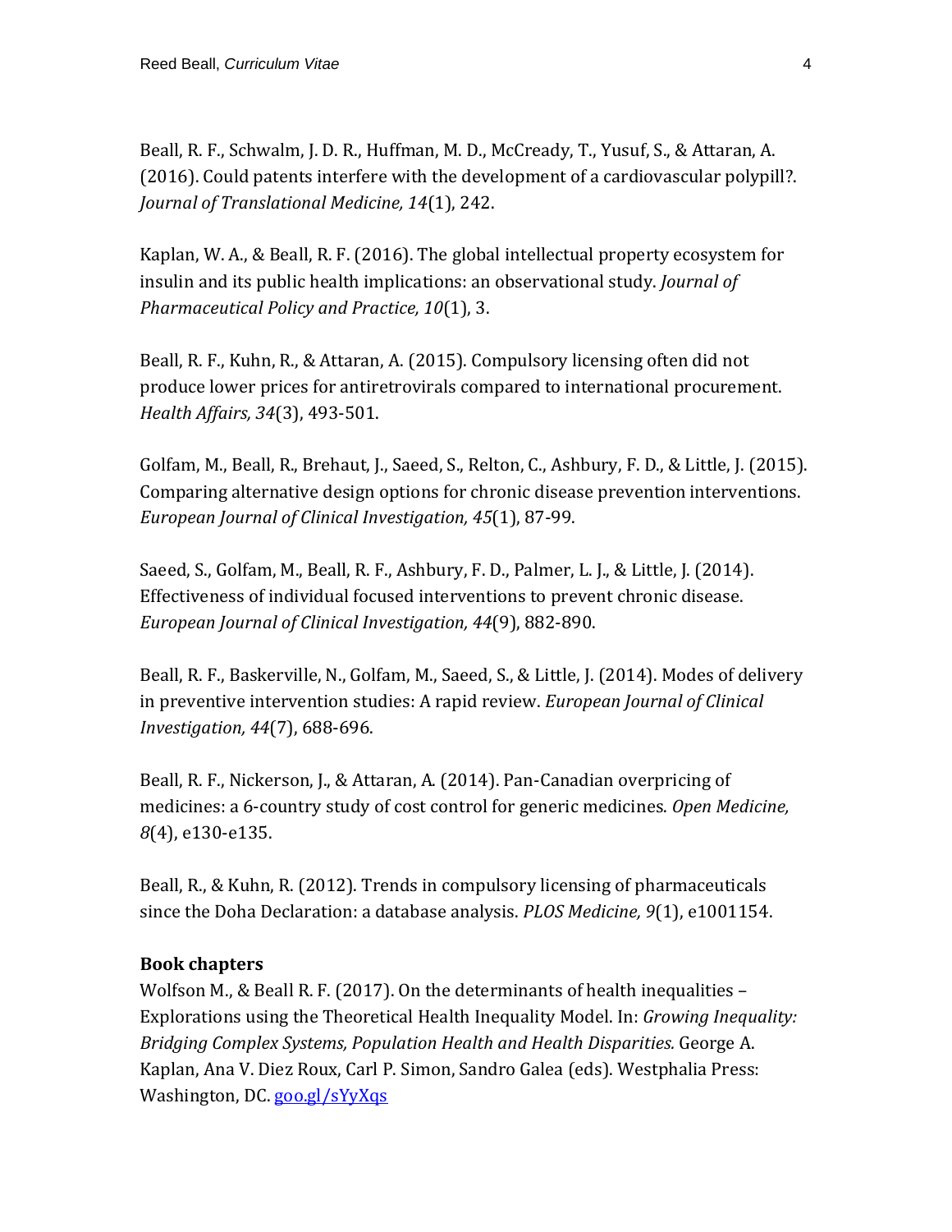Beall, R. F., Schwalm, J. D. R., Huffman, M. D., McCready, T., Yusuf, S., & Attaran, A. (2016). Could patents interfere with the development of a cardiovascular polypill?. *Journal of Translational Medicine, 14*(1), 242.

Kaplan, W. A., & Beall, R. F. (2016). The global intellectual property ecosystem for insulin and its public health implications: an observational study. *Journal of Pharmaceutical Policy and Practice, 10*(1), 3.

Beall, R. F., Kuhn, R., & Attaran, A. (2015). Compulsory licensing often did not produce lower prices for antiretrovirals compared to international procurement. *Health Affairs, 34*(3), 493-501.

Golfam, M., Beall, R., Brehaut, J., Saeed, S., Relton, C., Ashbury, F. D., & Little, J. (2015). Comparing alternative design options for chronic disease prevention interventions. *European Journal of Clinical Investigation, 45*(1), 87-99.

Saeed, S., Golfam, M., Beall, R. F., Ashbury, F. D., Palmer, L. J., & Little, J. (2014). Effectiveness of individual focused interventions to prevent chronic disease. *European Journal of Clinical Investigation, 44*(9), 882-890.

Beall, R. F., Baskerville, N., Golfam, M., Saeed, S., & Little, J. (2014). Modes of delivery in preventive intervention studies: A rapid review. *European Journal of Clinical Investigation, 44*(7), 688-696.

Beall, R. F., Nickerson, J., & Attaran, A. (2014). Pan-Canadian overpricing of medicines: a 6-country study of cost control for generic medicines. *Open Medicine, 8*(4), e130-e135.

Beall, R., & Kuhn, R. (2012). Trends in compulsory licensing of pharmaceuticals since the Doha Declaration: a database analysis. *PLOS Medicine, 9*(1), e1001154.

**Book chapters**

Wolfson M., & Beall R. F. (2017). On the determinants of health inequalities – Explorations using the Theoretical Health Inequality Model. In: *Growing Inequality: Bridging Complex Systems, Population Health and Health Disparities.* George A. Kaplan, Ana V. Diez Roux, Carl P. Simon, Sandro Galea (eds). Westphalia Press: Washington, DC. goo.gl/sYyXqs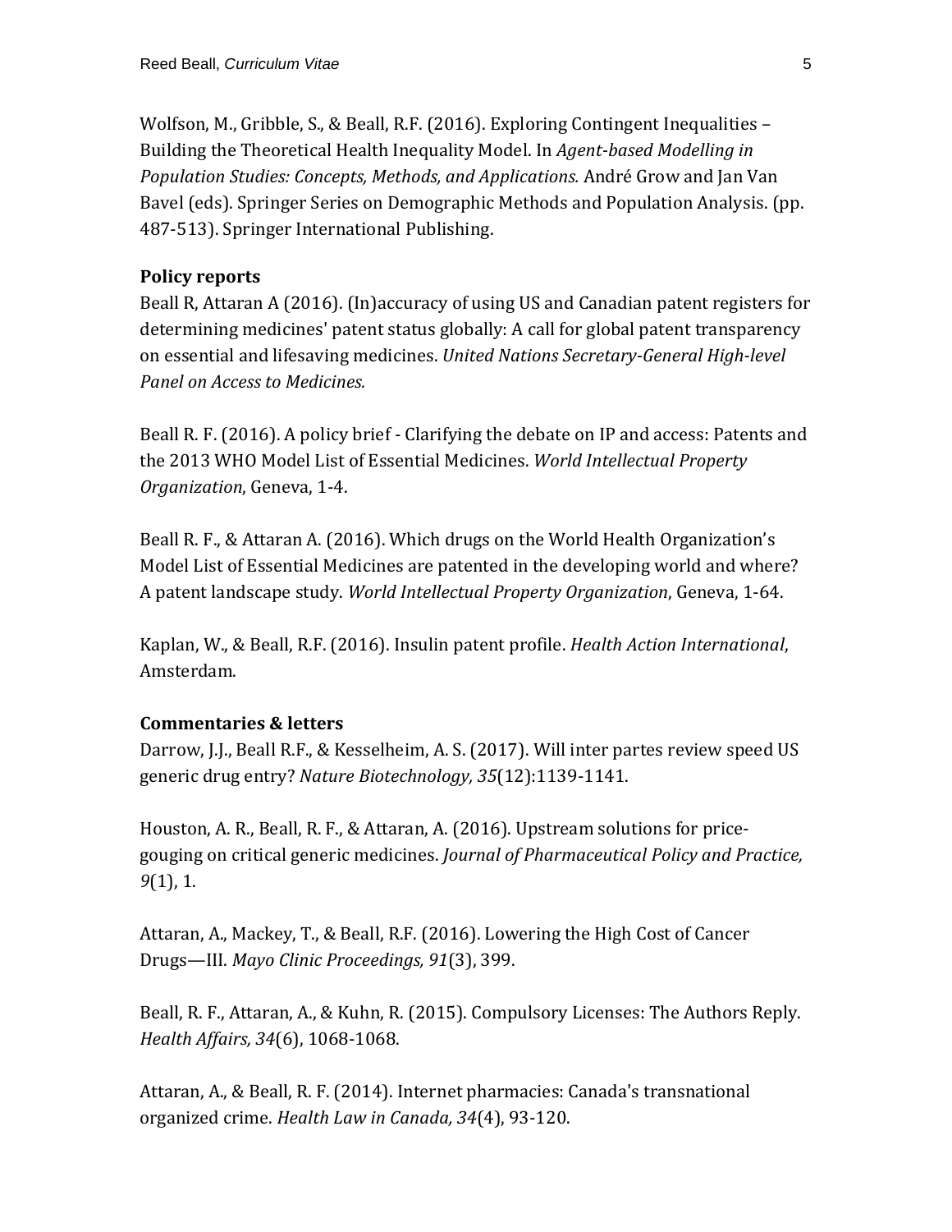Wolfson, M., Gribble, S., & Beall, R.F. (2016). Exploring Contingent Inequalities – Building the Theoretical Health Inequality Model. In *Agent-based Modelling in Population Studies: Concepts, Methods, and Applications.* André Grow and Jan Van Bavel (eds). Springer Series on Demographic Methods and Population Analysis. (pp. 487-513). Springer International Publishing.

**Policy reports**

Beall R, Attaran A (2016). (In)accuracy of using US and Canadian patent registers for determining medicines' patent status globally: A call for global patent transparency on essential and lifesaving medicines. *United Nations Secretary-General High-level Panel on Access to Medicines.*

Beall R. F. (2016). A policy brief - Clarifying the debate on IP and access: Patents and the 2013 WHO Model List of Essential Medicines. *World Intellectual Property Organization*, Geneva, 1-4.

Beall R. F., & Attaran A. (2016). Which drugs on the World Health Organization's Model List of Essential Medicines are patented in the developing world and where? A patent landscape study. *World Intellectual Property Organization*, Geneva, 1-64.

Kaplan, W., & Beall, R.F. (2016). Insulin patent profile. *Health Action International*, Amsterdam.

**Commentaries & letters**

Darrow, J.J., Beall R.F., & Kesselheim, A. S. (2017). Will inter partes review speed US generic drug entry? *Nature Biotechnology, 35*(12):1139-1141.

Houston, A. R., Beall, R. F., & Attaran, A. (2016). Upstream solutions for price-gouging on critical generic medicines. *Journal of Pharmaceutical Policy and Practice, 9*(1), 1.

Attaran, A., Mackey, T., & Beall, R.F. (2016). Lowering the High Cost of Cancer Drugs—III. *Mayo Clinic Proceedings, 91*(3), 399.

Beall, R. F., Attaran, A., & Kuhn, R. (2015). Compulsory Licenses: The Authors Reply. *Health Affairs, 34*(6), 1068-1068.

Attaran, A., & Beall, R. F. (2014). Internet pharmacies: Canada's transnational organized crime. *Health Law in Canada, 34*(4), 93-120.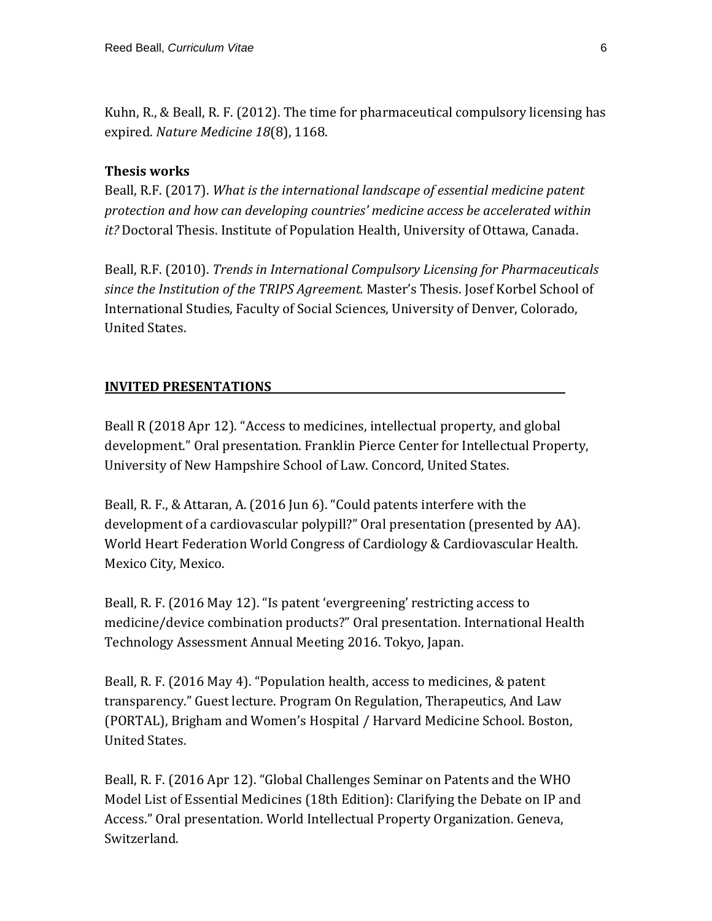Kuhn, R., & Beall, R. F. (2012). The time for pharmaceutical compulsory licensing has expired. *Nature Medicine 18*(8), 1168.

**Thesis works**

Beall, R.F. (2017). *What is the international landscape of essential medicine patent protection and how can developing countries' medicine access be accelerated within it?* Doctoral Thesis. Institute of Population Health, University of Ottawa, Canada.

Beall, R.F. (2010). *Trends in International Compulsory Licensing for Pharmaceuticals since the Institution of the TRIPS Agreement.* Master's Thesis. Josef Korbel School of International Studies, Faculty of Social Sciences, University of Denver, Colorado, United States.

## INVITED PRESENTATIONS

Beall R (2018 Apr 12). "Access to medicines, intellectual property, and global development." Oral presentation. Franklin Pierce Center for Intellectual Property, University of New Hampshire School of Law. Concord, United States.

Beall, R. F., & Attaran, A. (2016 Jun 6). "Could patents interfere with the development of a cardiovascular polypill?" Oral presentation (presented by AA). World Heart Federation World Congress of Cardiology & Cardiovascular Health. Mexico City, Mexico.

Beall, R. F. (2016 May 12). "Is patent 'evergreening' restricting access to medicine/device combination products?" Oral presentation. International Health Technology Assessment Annual Meeting 2016. Tokyo, Japan.

Beall, R. F. (2016 May 4). "Population health, access to medicines, & patent transparency." Guest lecture. Program On Regulation, Therapeutics, And Law (PORTAL), Brigham and Women's Hospital / Harvard Medicine School. Boston, United States.

Beall, R. F. (2016 Apr 12). "Global Challenges Seminar on Patents and the WHO Model List of Essential Medicines (18th Edition): Clarifying the Debate on IP and Access." Oral presentation. World Intellectual Property Organization. Geneva, Switzerland.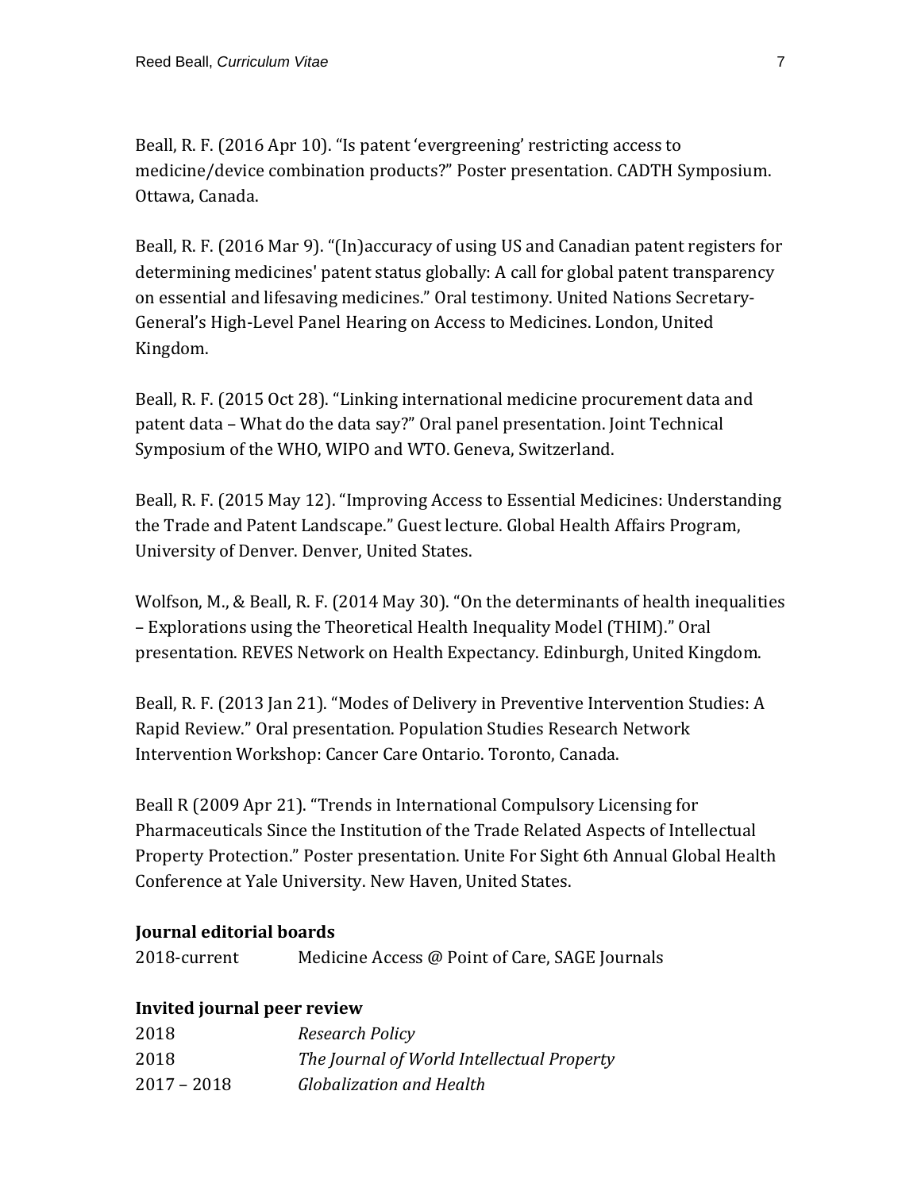Beall, R. F. (2016 Apr 10). "Is patent 'evergreening' restricting access to medicine/device combination products?" Poster presentation. CADTH Symposium. Ottawa, Canada.

Beall, R. F. (2016 Mar 9). "(In)accuracy of using US and Canadian patent registers for determining medicines' patent status globally: A call for global patent transparency on essential and lifesaving medicines." Oral testimony. United Nations Secretary-General's High-Level Panel Hearing on Access to Medicines. London, United Kingdom.

Beall, R. F. (2015 Oct 28). "Linking international medicine procurement data and patent data – What do the data say?" Oral panel presentation. Joint Technical Symposium of the WHO, WIPO and WTO. Geneva, Switzerland.

Beall, R. F. (2015 May 12). "Improving Access to Essential Medicines: Understanding the Trade and Patent Landscape." Guest lecture. Global Health Affairs Program, University of Denver. Denver, United States.

Wolfson, M., & Beall, R. F. (2014 May 30). "On the determinants of health inequalities – Explorations using the Theoretical Health Inequality Model (THIM)." Oral presentation. REVES Network on Health Expectancy. Edinburgh, United Kingdom.

Beall, R. F. (2013 Jan 21). "Modes of Delivery in Preventive Intervention Studies: A Rapid Review." Oral presentation. Population Studies Research Network Intervention Workshop: Cancer Care Ontario. Toronto, Canada.

Beall R (2009 Apr 21). "Trends in International Compulsory Licensing for Pharmaceuticals Since the Institution of the Trade Related Aspects of Intellectual Property Protection." Poster presentation. Unite For Sight 6th Annual Global Health Conference at Yale University. New Haven, United States.

**Journal editorial boards**

| | |
|---|---|
| 2018-current | Medicine Access @ Point of Care, SAGE Journals |

**Invited journal peer review**

| | |
|---|---|
| 2018 | *Research Policy* |
| 2018 | *The Journal of World Intellectual Property* |
| 2017 – 2018 | *Globalization and Health* |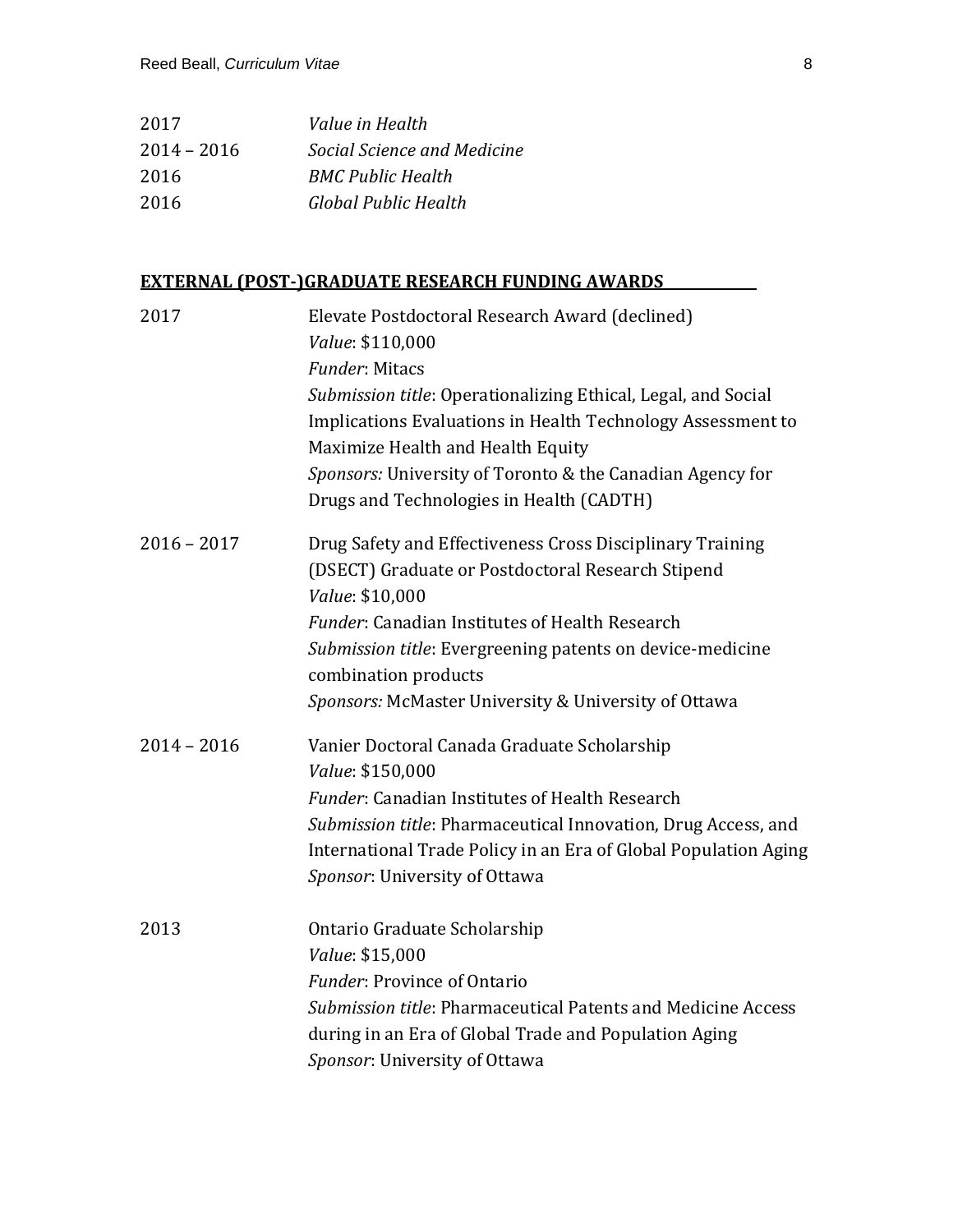| | |
|---|---|
| 2017 | *Value in Health* |
| 2014 – 2016 | *Social Science and Medicine* |
| 2016 | *BMC Public Health* |
| 2016 | *Global Public Health* |

## EXTERNAL (POST-)GRADUATE RESEARCH FUNDING AWARDS

2017 — Elevate Postdoctoral Research Award (declined)
*Value*: $110,000
*Funder*: Mitacs
*Submission title*: Operationalizing Ethical, Legal, and Social Implications Evaluations in Health Technology Assessment to Maximize Health and Health Equity
*Sponsors:* University of Toronto & the Canadian Agency for Drugs and Technologies in Health (CADTH)

2016 – 2017 — Drug Safety and Effectiveness Cross Disciplinary Training (DSECT) Graduate or Postdoctoral Research Stipend
*Value*: $10,000
*Funder*: Canadian Institutes of Health Research
*Submission title*: Evergreening patents on device-medicine combination products
*Sponsors:* McMaster University & University of Ottawa

2014 – 2016 — Vanier Doctoral Canada Graduate Scholarship
*Value*: $150,000
*Funder*: Canadian Institutes of Health Research
*Submission title*: Pharmaceutical Innovation, Drug Access, and International Trade Policy in an Era of Global Population Aging
*Sponsor*: University of Ottawa

2013 — Ontario Graduate Scholarship
*Value*: $15,000
*Funder*: Province of Ontario
*Submission title*: Pharmaceutical Patents and Medicine Access during in an Era of Global Trade and Population Aging
*Sponsor*: University of Ottawa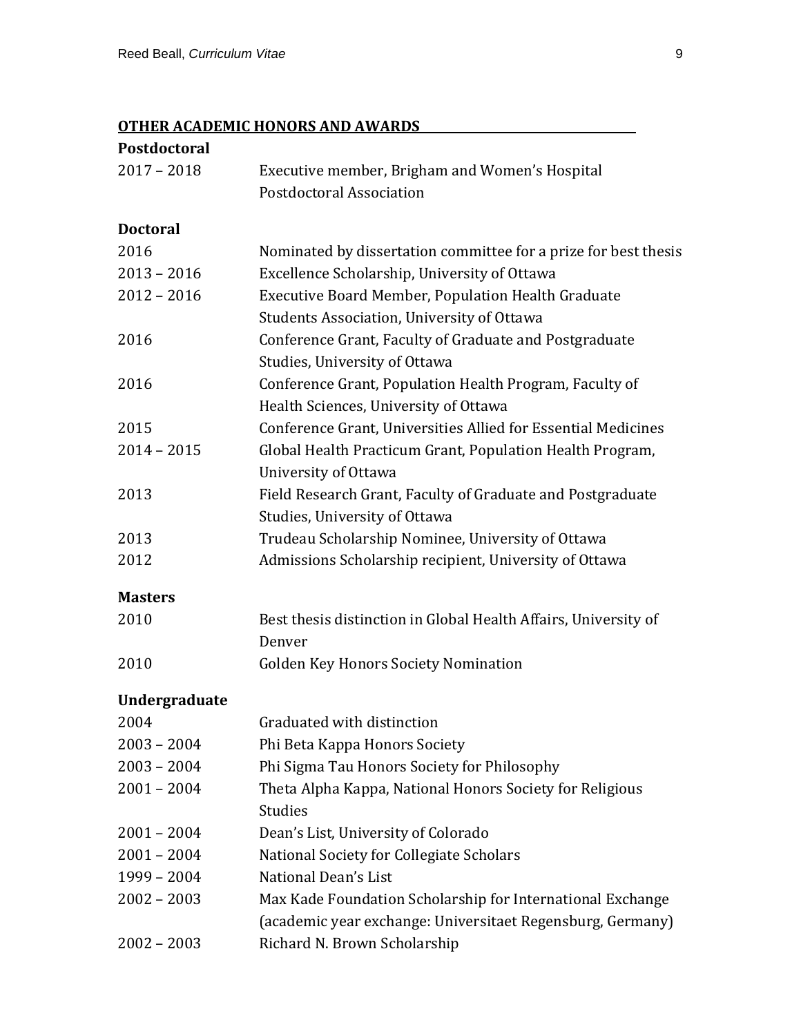## OTHER ACADEMIC HONORS AND AWARDS

### Postdoctoral

| | |
|---|---|
| 2017 – 2018 | Executive member, Brigham and Women's Hospital Postdoctoral Association |

### Doctoral

| | |
|---|---|
| 2016 | Nominated by dissertation committee for a prize for best thesis |
| 2013 – 2016 | Excellence Scholarship, University of Ottawa |
| 2012 – 2016 | Executive Board Member, Population Health Graduate Students Association, University of Ottawa |
| 2016 | Conference Grant, Faculty of Graduate and Postgraduate Studies, University of Ottawa |
| 2016 | Conference Grant, Population Health Program, Faculty of Health Sciences, University of Ottawa |
| 2015 | Conference Grant, Universities Allied for Essential Medicines |
| 2014 – 2015 | Global Health Practicum Grant, Population Health Program, University of Ottawa |
| 2013 | Field Research Grant, Faculty of Graduate and Postgraduate Studies, University of Ottawa |
| 2013 | Trudeau Scholarship Nominee, University of Ottawa |
| 2012 | Admissions Scholarship recipient, University of Ottawa |

### Masters

| | |
|---|---|
| 2010 | Best thesis distinction in Global Health Affairs, University of Denver |
| 2010 | Golden Key Honors Society Nomination |

### Undergraduate

| | |
|---|---|
| 2004 | Graduated with distinction |
| 2003 – 2004 | Phi Beta Kappa Honors Society |
| 2003 – 2004 | Phi Sigma Tau Honors Society for Philosophy |
| 2001 – 2004 | Theta Alpha Kappa, National Honors Society for Religious Studies |
| 2001 – 2004 | Dean's List, University of Colorado |
| 2001 – 2004 | National Society for Collegiate Scholars |
| 1999 – 2004 | National Dean's List |
| 2002 – 2003 | Max Kade Foundation Scholarship for International Exchange (academic year exchange: Universitaet Regensburg, Germany) |
| 2002 – 2003 | Richard N. Brown Scholarship |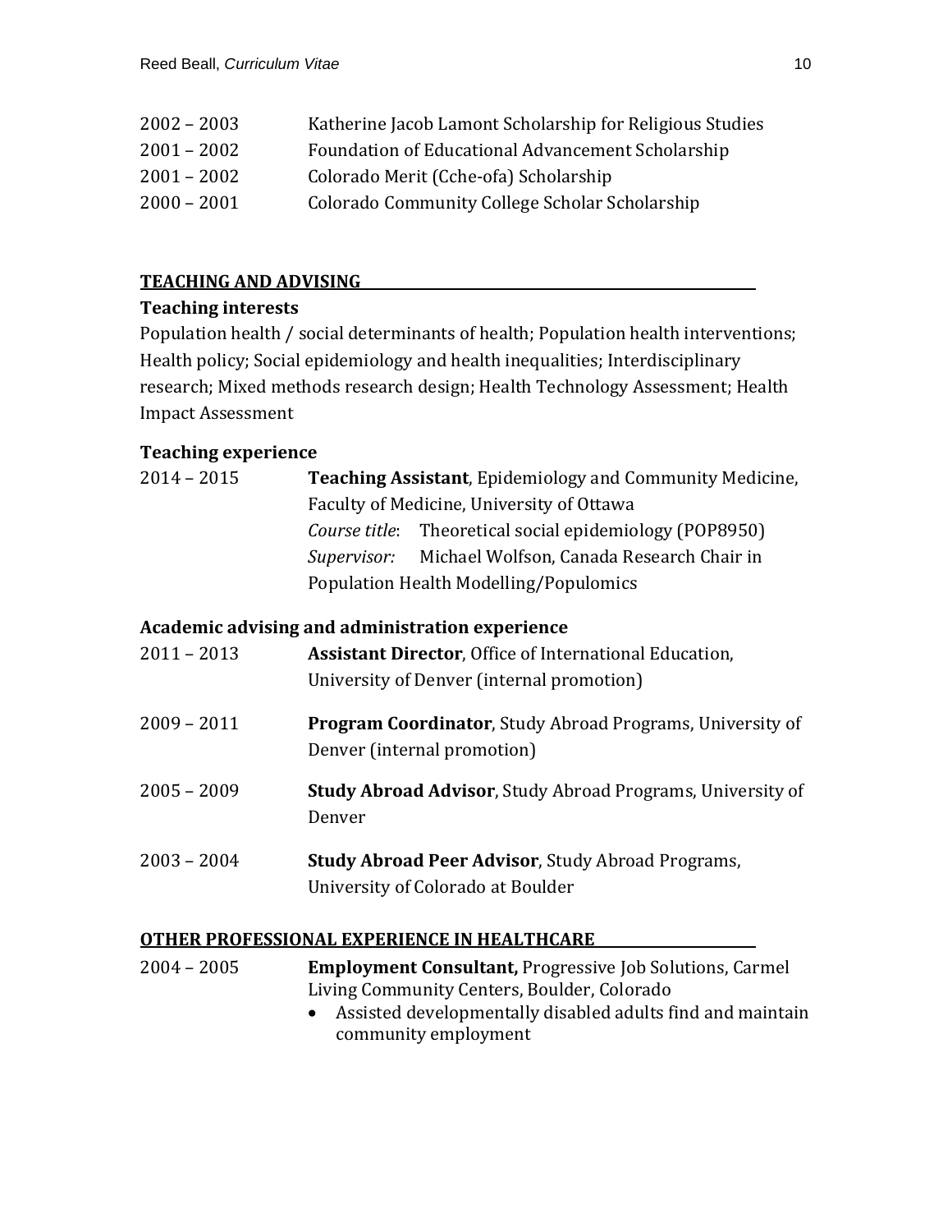| | |
|---|---|
| 2002 – 2003 | Katherine Jacob Lamont Scholarship for Religious Studies |
| 2001 – 2002 | Foundation of Educational Advancement Scholarship |
| 2001 – 2002 | Colorado Merit (Cche-ofa) Scholarship |
| 2000 – 2001 | Colorado Community College Scholar Scholarship |

## TEACHING AND ADVISING

### Teaching interests

Population health / social determinants of health; Population health interventions; Health policy; Social epidemiology and health inequalities; Interdisciplinary research; Mixed methods research design; Health Technology Assessment; Health Impact Assessment

### Teaching experience

2014 – 2015 **Teaching Assistant**, Epidemiology and Community Medicine, Faculty of Medicine, University of Ottawa
*Course title*: Theoretical social epidemiology (POP8950)
*Supervisor:* Michael Wolfson, Canada Research Chair in Population Health Modelling/Populomics

### Academic advising and administration experience

2011 – 2013 **Assistant Director**, Office of International Education, University of Denver (internal promotion)

2009 – 2011 **Program Coordinator**, Study Abroad Programs, University of Denver (internal promotion)

2005 – 2009 **Study Abroad Advisor**, Study Abroad Programs, University of Denver

2003 – 2004 **Study Abroad Peer Advisor**, Study Abroad Programs, University of Colorado at Boulder

## OTHER PROFESSIONAL EXPERIENCE IN HEALTHCARE

2004 – 2005 **Employment Consultant,** Progressive Job Solutions, Carmel Living Community Centers, Boulder, Colorado

- Assisted developmentally disabled adults find and maintain community employment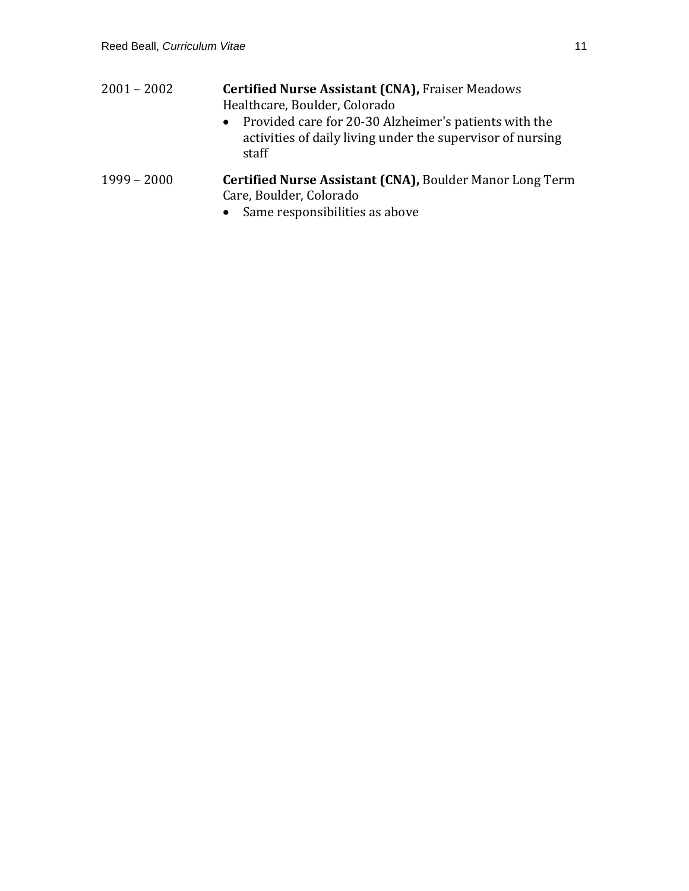2001 – 2002 **Certified Nurse Assistant (CNA),** Fraiser Meadows Healthcare, Boulder, Colorado

- Provided care for 20-30 Alzheimer's patients with the activities of daily living under the supervisor of nursing staff

1999 – 2000 **Certified Nurse Assistant (CNA),** Boulder Manor Long Term Care, Boulder, Colorado

- Same responsibilities as above